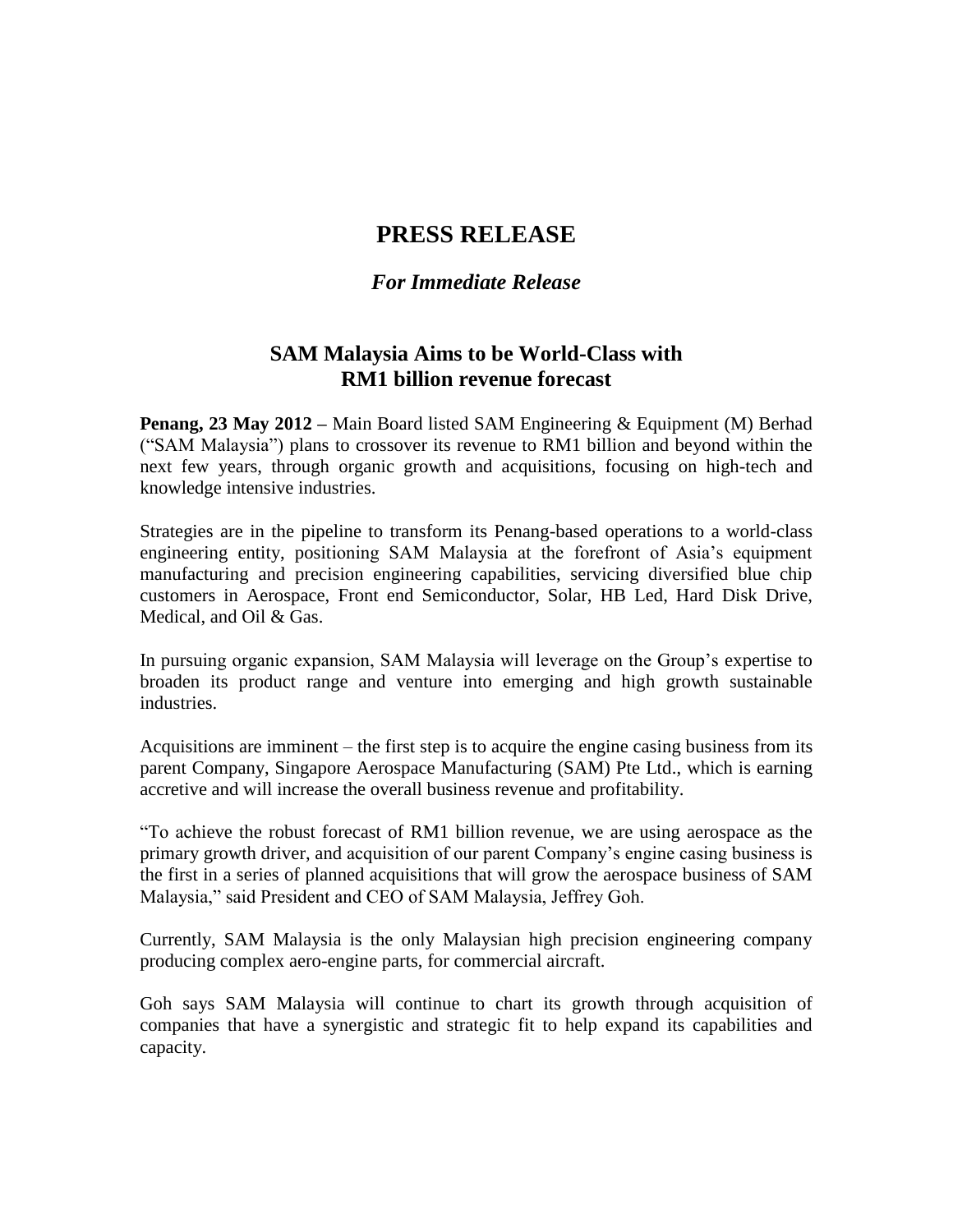# PRESS RELEASE

## *For Immediate Release*

## SAM Malaysia Aims to be World-Class with RM1 billion revenue forecast

**Penang, 23 May 2012 –** Main Board listed SAM Engineering & Equipment (M) Berhad ("SAM Malaysia") plans to crossover its revenue to RM1 billion and beyond within the next few years, through organic growth and acquisitions, focusing on high-tech and knowledge intensive industries.

Strategies are in the pipeline to transform its Penang-based operations to a world-class engineering entity, positioning SAM Malaysia at the forefront of Asia's equipment manufacturing and precision engineering capabilities, servicing diversified blue chip customers in Aerospace, Front end Semiconductor, Solar, HB Led, Hard Disk Drive, Medical, and Oil & Gas.

In pursuing organic expansion, SAM Malaysia will leverage on the Group's expertise to broaden its product range and venture into emerging and high growth sustainable industries.

Acquisitions are imminent – the first step is to acquire the engine casing business from its parent Company, Singapore Aerospace Manufacturing (SAM) Pte Ltd., which is earning accretive and will increase the overall business revenue and profitability.

"To achieve the robust forecast of RM1 billion revenue, we are using aerospace as the primary growth driver, and acquisition of our parent Company's engine casing business is the first in a series of planned acquisitions that will grow the aerospace business of SAM Malaysia," said President and CEO of SAM Malaysia, Jeffrey Goh.

Currently, SAM Malaysia is the only Malaysian high precision engineering company producing complex aero-engine parts, for commercial aircraft.

Goh says SAM Malaysia will continue to chart its growth through acquisition of companies that have a synergistic and strategic fit to help expand its capabilities and capacity.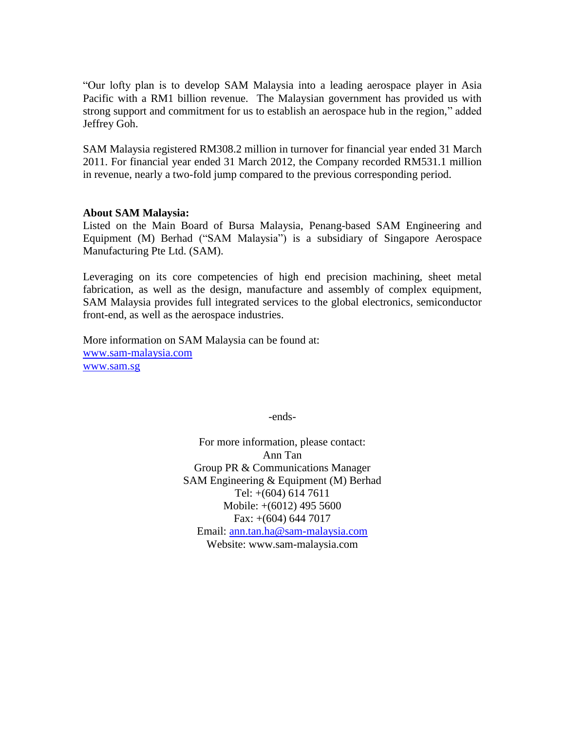"Our lofty plan is to develop SAM Malaysia into a leading aerospace player in Asia Pacific with a RM1 billion revenue. The Malaysian government has provided us with strong support and commitment for us to establish an aerospace hub in the region," added Jeffrey Goh.

SAM Malaysia registered RM308.2 million in turnover for financial year ended 31 March 2011. For financial year ended 31 March 2012, the Company recorded RM531.1 million in revenue, nearly a two-fold jump compared to the previous corresponding period.

**About SAM Malaysia:**

Listed on the Main Board of Bursa Malaysia, Penang-based SAM Engineering and Equipment (M) Berhad ("SAM Malaysia") is a subsidiary of Singapore Aerospace Manufacturing Pte Ltd. (SAM).

Leveraging on its core competencies of high end precision machining, sheet metal fabrication, as well as the design, manufacture and assembly of complex equipment, SAM Malaysia provides full integrated services to the global electronics, semiconductor front-end, as well as the aerospace industries.

More information on SAM Malaysia can be found at:
www.sam-malaysia.com
www.sam.sg

-ends-

For more information, please contact:
Ann Tan
Group PR & Communications Manager
SAM Engineering & Equipment (M) Berhad
Tel: +(604) 614 7611
Mobile: +(6012) 495 5600
Fax: +(604) 644 7017
Email: ann.tan.ha@sam-malaysia.com
Website: www.sam-malaysia.com